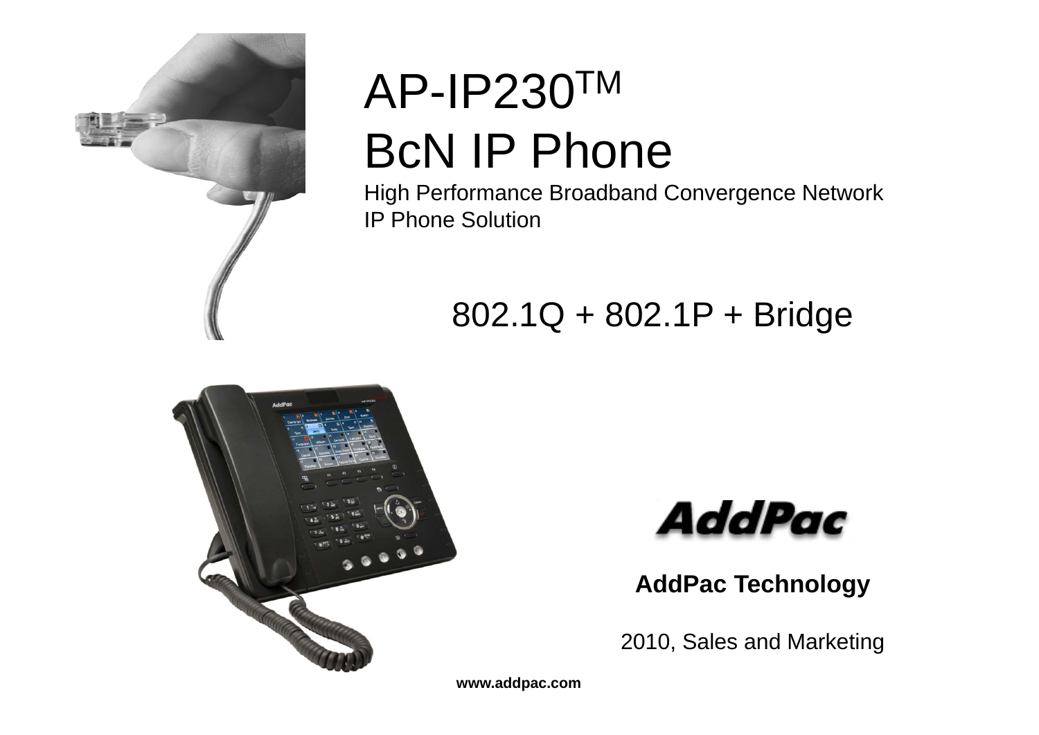# AP-IP230$^{TM}$

# BcN IP Phone

High Performance Broadband Convergence Network IP Phone Solution

## 802.1Q + 802.1P + Bridge

**AddPac Technology**

2010, Sales and Marketing

**www.addpac.com**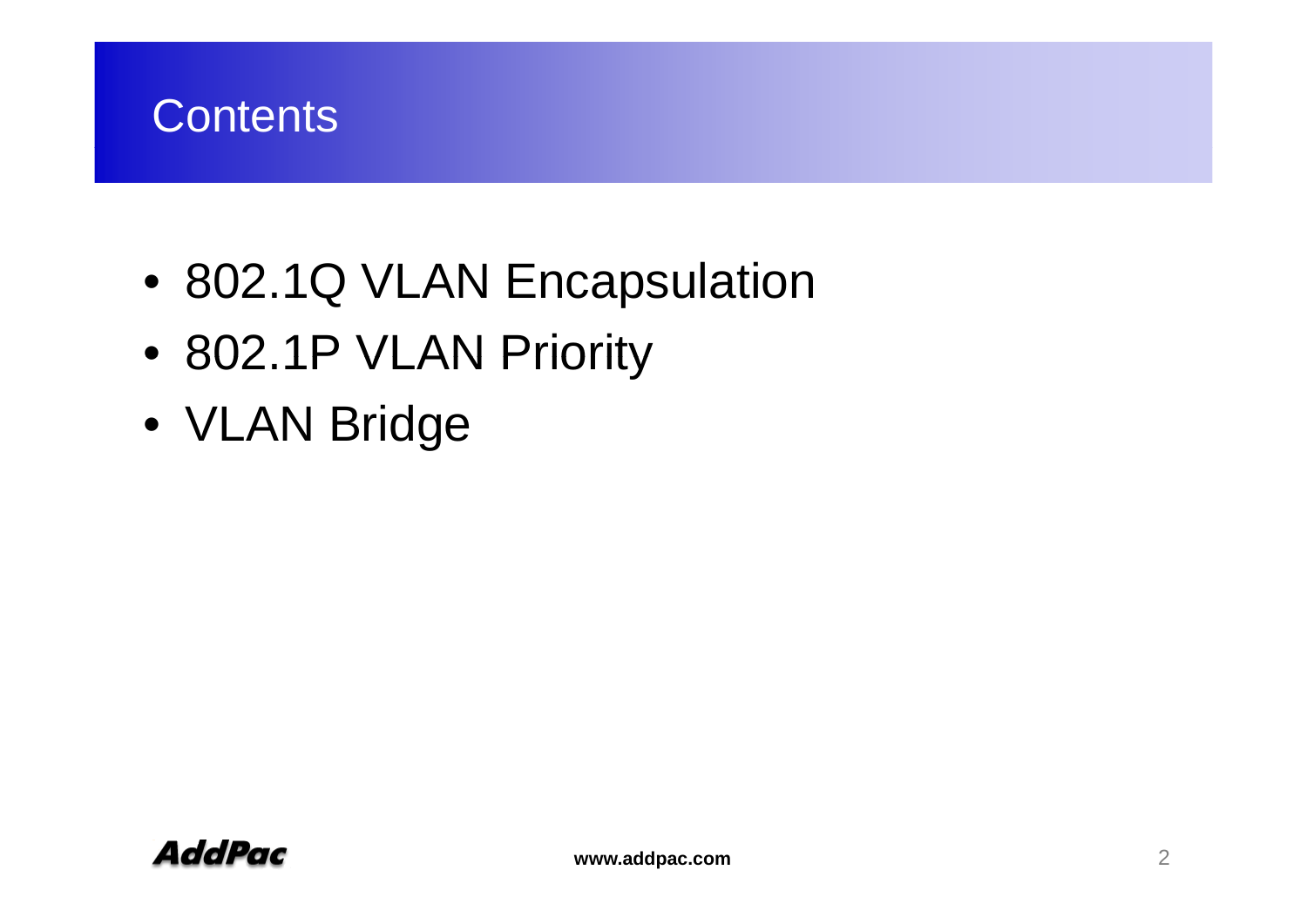# Contents

- 802.1Q VLAN Encapsulation
- 802.1P VLAN Priority
- VLAN Bridge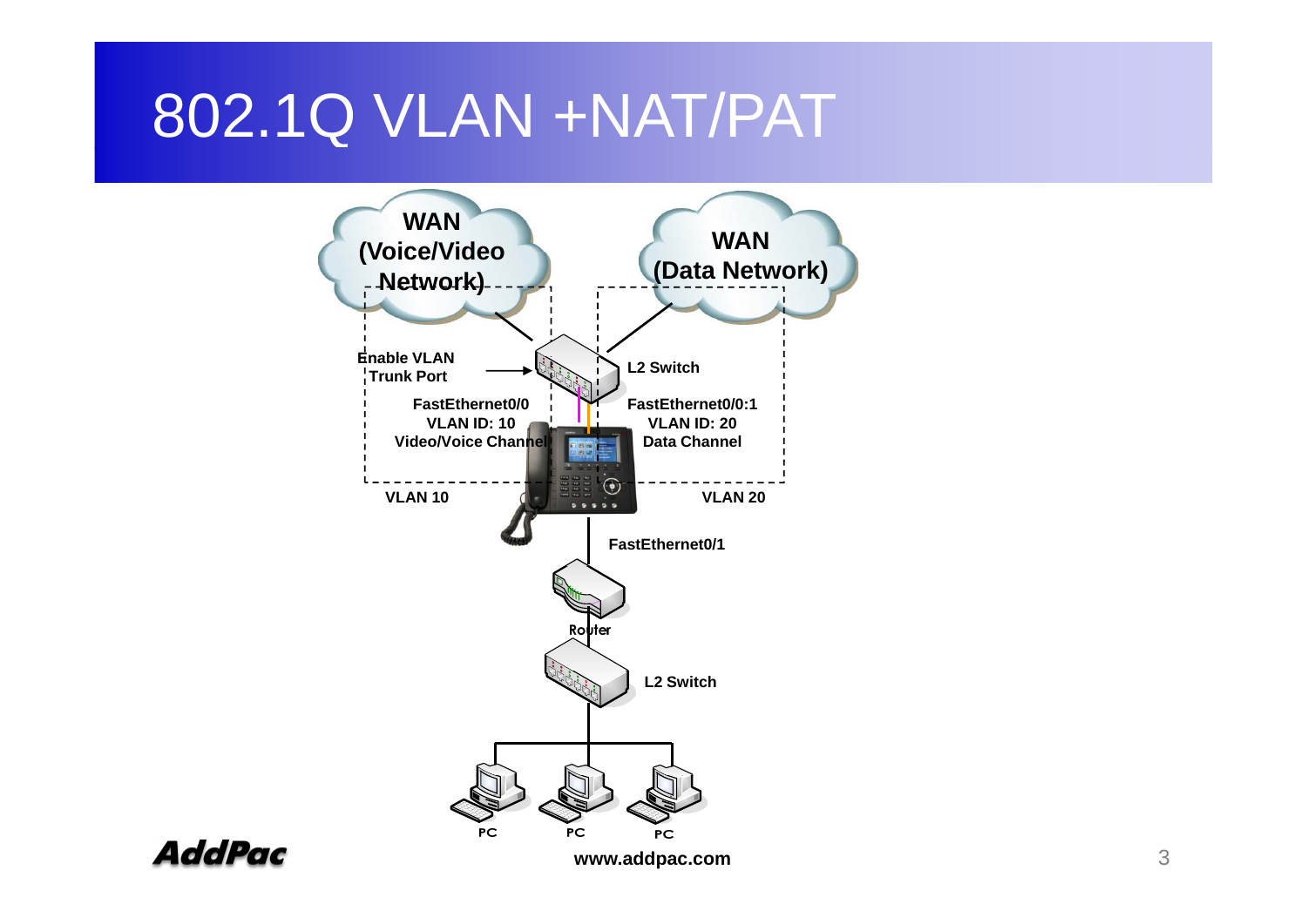# 802.1Q VLAN +NAT/PAT

WAN (Voice/Video Network)

WAN (Data Network)

Enable VLAN Trunk Port

L2 Switch

FastEthernet0/0
VLAN ID: 10
Video/Voice Channel

FastEthernet0/0:1
VLAN ID: 20
Data Channel

VLAN 10

VLAN 20

FastEthernet0/1

Router

L2 Switch

PC PC PC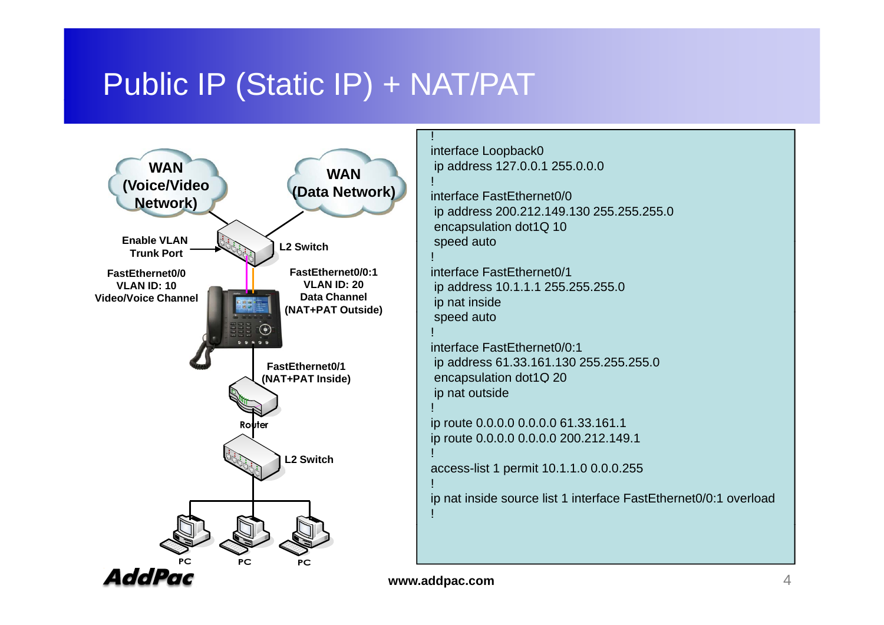# Public IP (Static IP) + NAT/PAT

WAN (Voice/Video Network)

WAN (Data Network)

Enable VLAN Trunk Port

L2 Switch

FastEthernet0/0
VLAN ID: 10
Video/Voice Channel

FastEthernet0/0:1
VLAN ID: 20
Data Channel
(NAT+PAT Outside)

FastEthernet0/1
(NAT+PAT Inside)

Router

L2 Switch

PC PC PC

```
!
interface Loopback0
 ip address 127.0.0.1 255.0.0.0
!
interface FastEthernet0/0
 ip address 200.212.149.130 255.255.255.0
 encapsulation dot1Q 10
 speed auto
!
interface FastEthernet0/1
 ip address 10.1.1.1 255.255.255.0
 ip nat inside
 speed auto
!
interface FastEthernet0/0:1
 ip address 61.33.161.130 255.255.255.0
 encapsulation dot1Q 20
 ip nat outside
!
ip route 0.0.0.0 0.0.0.0 61.33.161.1
ip route 0.0.0.0 0.0.0.0 200.212.149.1
!
access-list 1 permit 10.1.1.0 0.0.0.255
!
ip nat inside source list 1 interface FastEthernet0/0:1 overload
!
```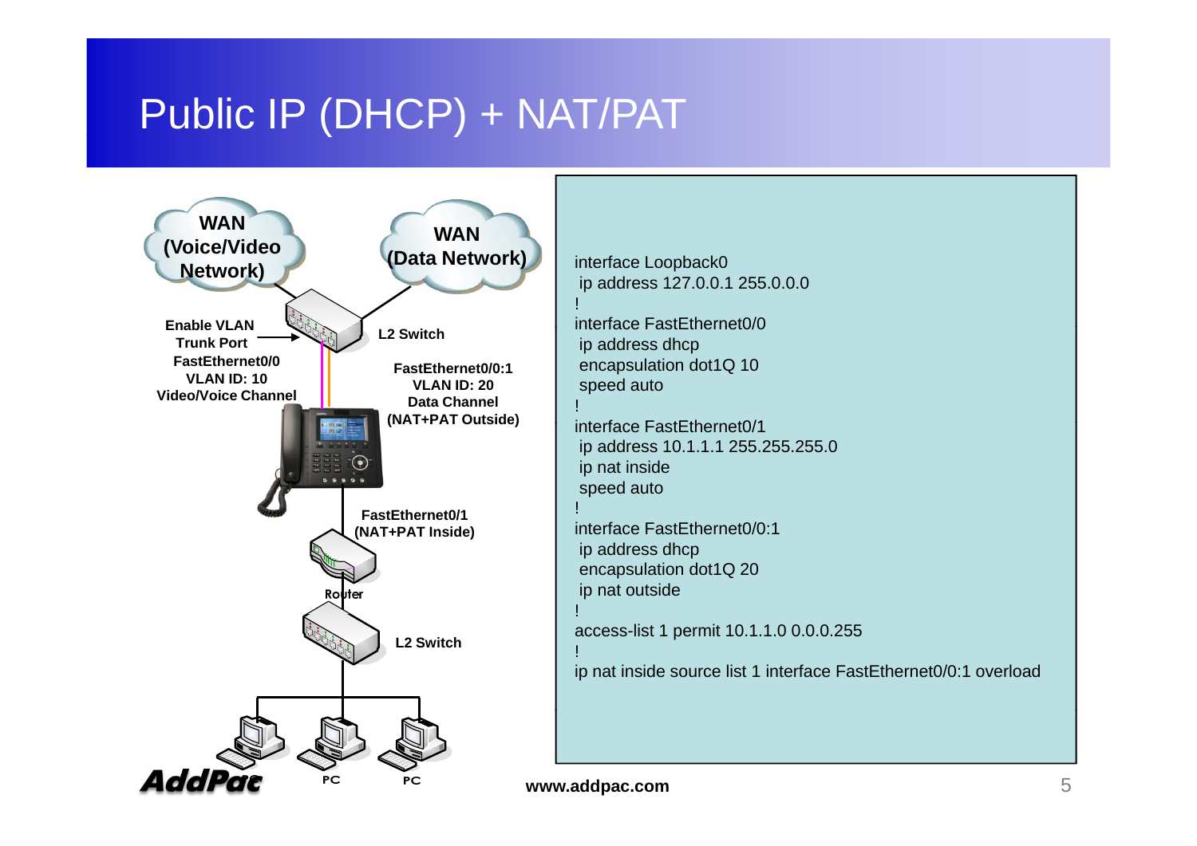# Public IP (DHCP) + NAT/PAT

WAN (Voice/Video Network)

WAN (Data Network)

Enable VLAN Trunk Port

L2 Switch

FastEthernet0/0
VLAN ID: 10
Video/Voice Channel

FastEthernet0/0:1
VLAN ID: 20
Data Channel
(NAT+PAT Outside)

FastEthernet0/1
(NAT+PAT Inside)

Router

L2 Switch

PC

PC

```
interface Loopback0
 ip address 127.0.0.1 255.0.0.0
!
interface FastEthernet0/0
 ip address dhcp
 encapsulation dot1Q 10
 speed auto
!
interface FastEthernet0/1
 ip address 10.1.1.1 255.255.255.0
 ip nat inside
 speed auto
!
interface FastEthernet0/0:1
 ip address dhcp
 encapsulation dot1Q 20
 ip nat outside
!
access-list 1 permit 10.1.1.0 0.0.0.255
!
ip nat inside source list 1 interface FastEthernet0/0:1 overload
```

www.addpac.com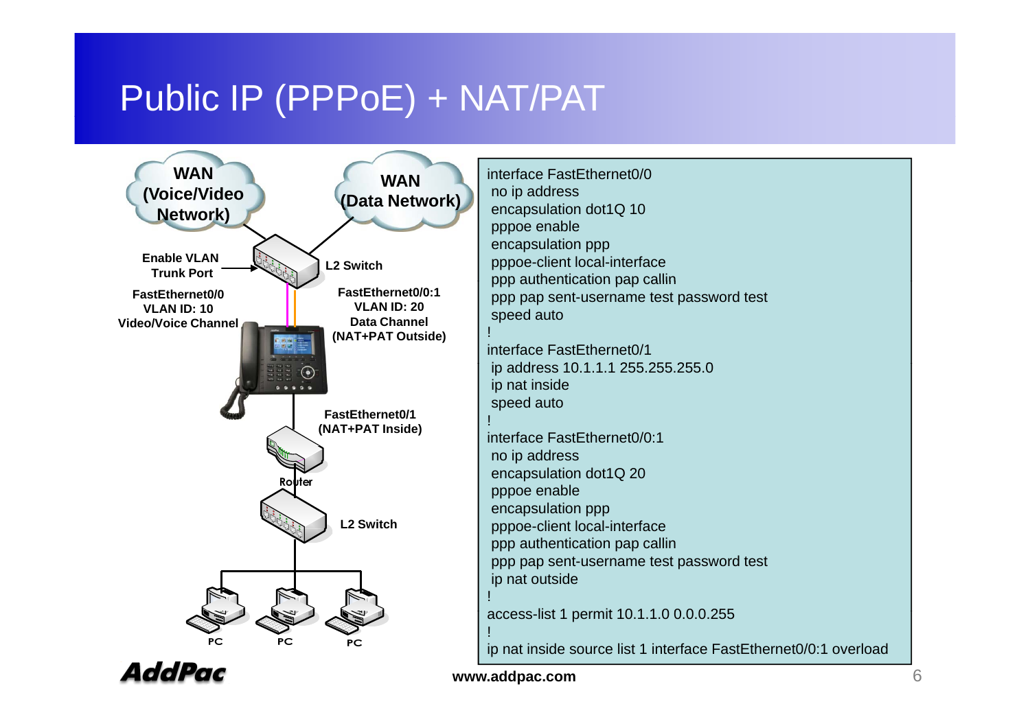# Public IP (PPPoE) + NAT/PAT

WAN (Voice/Video Network)

WAN (Data Network)

Enable VLAN Trunk Port

L2 Switch

FastEthernet0/0
VLAN ID: 10
Video/Voice Channel

FastEthernet0/0:1
VLAN ID: 20
Data Channel
(NAT+PAT Outside)

FastEthernet0/1
(NAT+PAT Inside)

Router

L2 Switch

PC PC PC

```
interface FastEthernet0/0
 no ip address
 encapsulation dot1Q 10
 pppoe enable
 encapsulation ppp
 pppoe-client local-interface
 ppp authentication pap callin
 ppp pap sent-username test password test
 speed auto
!
interface FastEthernet0/1
 ip address 10.1.1.1 255.255.255.0
 ip nat inside
 speed auto
!
interface FastEthernet0/0:1
 no ip address
 encapsulation dot1Q 20
 pppoe enable
 encapsulation ppp
 pppoe-client local-interface
 ppp authentication pap callin
 ppp pap sent-username test password test
 ip nat outside
!
access-list 1 permit 10.1.1.0 0.0.0.255
!
ip nat inside source list 1 interface FastEthernet0/0:1 overload
```

AddPac

www.addpac.com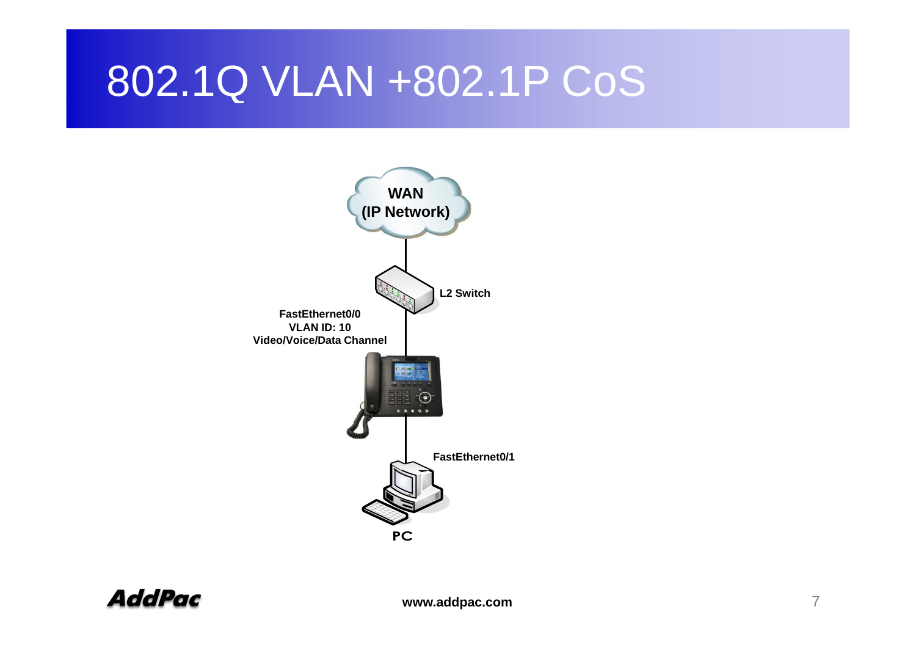# 802.1Q VLAN +802.1P CoS

WAN
(IP Network)

L2 Switch

FastEthernet0/0
VLAN ID: 10
Video/Voice/Data Channel

FastEthernet0/1

PC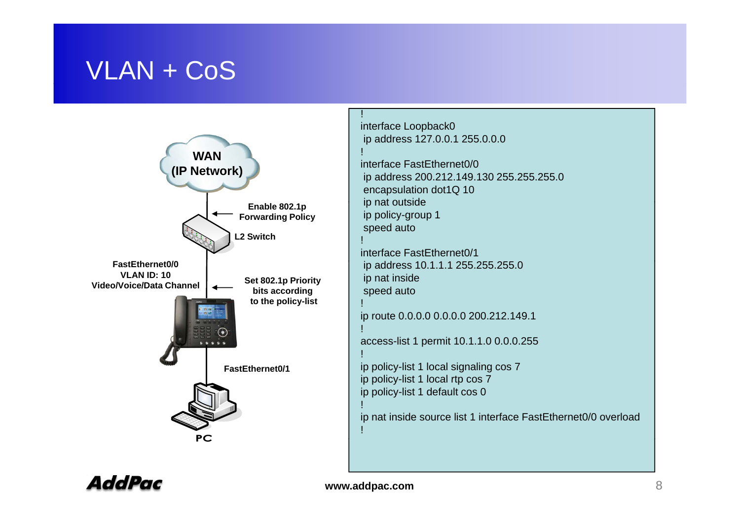# VLAN + CoS

WAN (IP Network)

Enable 802.1p Forwarding Policy

L2 Switch

FastEthernet0/0
VLAN ID: 10
Video/Voice/Data Channel

Set 802.1p Priority bits according to the policy-list

FastEthernet0/1

PC

```
!
interface Loopback0
 ip address 127.0.0.1 255.0.0.0
!
interface FastEthernet0/0
 ip address 200.212.149.130 255.255.255.0
 encapsulation dot1Q 10
 ip nat outside
 ip policy-group 1
 speed auto
!
interface FastEthernet0/1
 ip address 10.1.1.1 255.255.255.0
 ip nat inside
 speed auto
!
ip route 0.0.0.0 0.0.0.0 200.212.149.1
!
access-list 1 permit 10.1.1.0 0.0.0.255
!
ip policy-list 1 local signaling cos 7
ip policy-list 1 local rtp cos 7
ip policy-list 1 default cos 0
!
ip nat inside source list 1 interface FastEthernet0/0 overload
!
```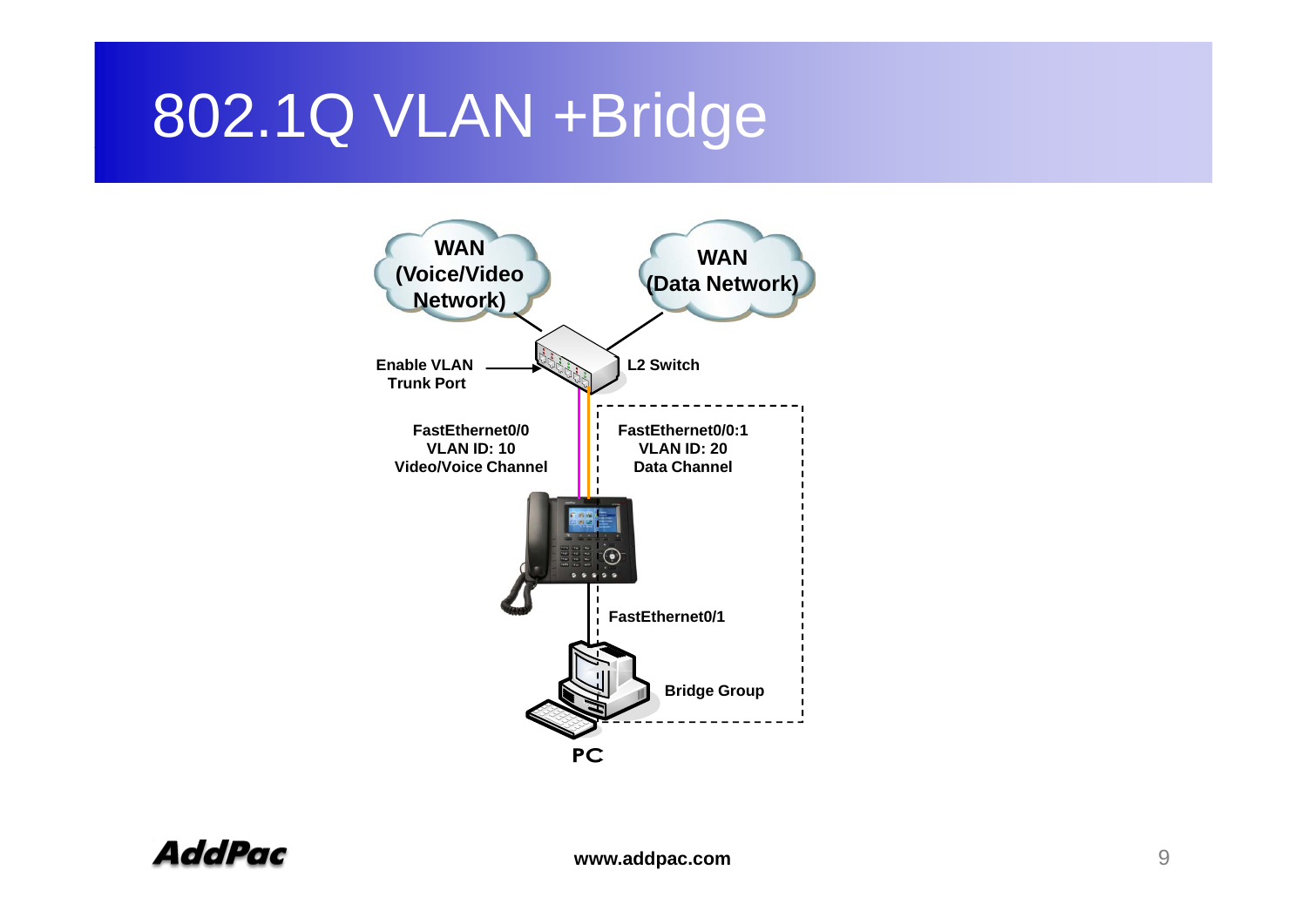# 802.1Q VLAN +Bridge

WAN (Voice/Video Network)

WAN (Data Network)

Enable VLAN Trunk Port

L2 Switch

FastEthernet0/0
VLAN ID: 10
Video/Voice Channel

FastEthernet0/0:1
VLAN ID: 20
Data Channel

FastEthernet0/1

Bridge Group

PC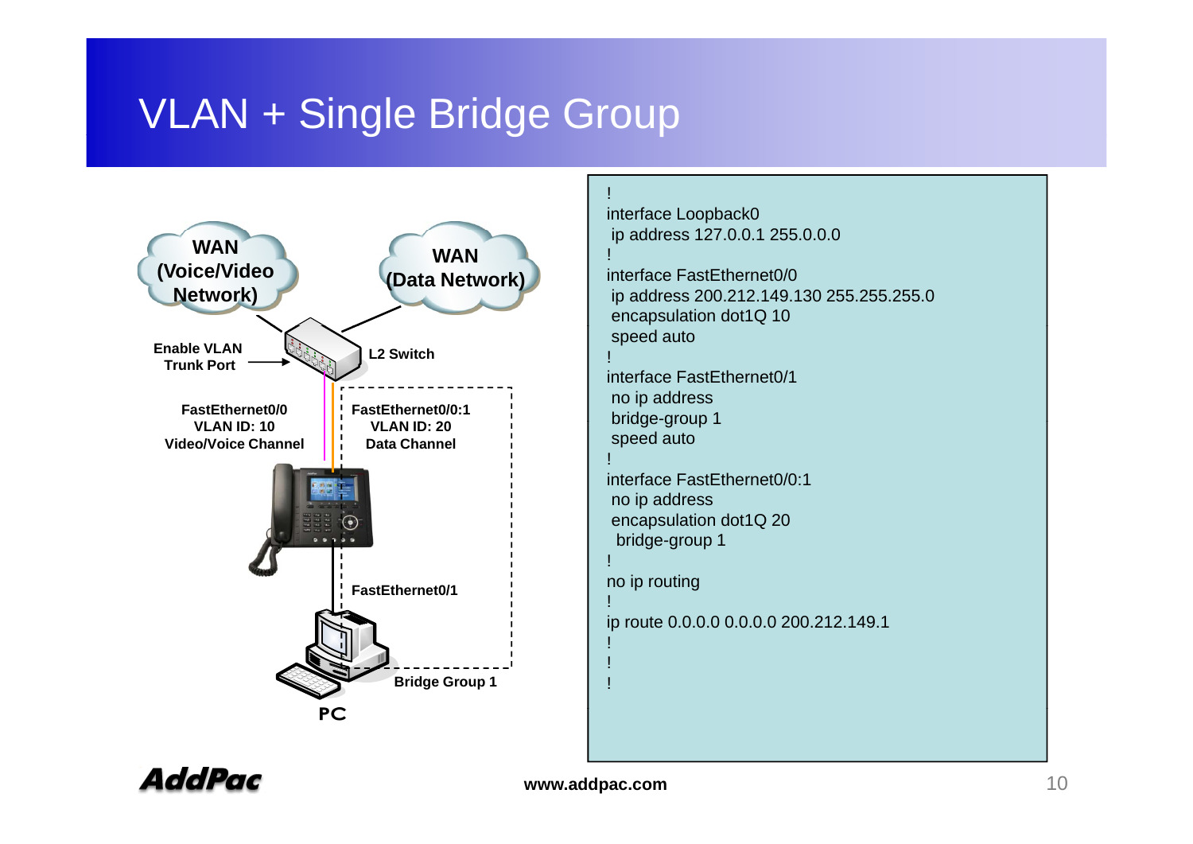# VLAN + Single Bridge Group

WAN (Voice/Video Network)

WAN (Data Network)

Enable VLAN Trunk Port

L2 Switch

FastEthernet0/0
VLAN ID: 10
Video/Voice Channel

FastEthernet0/0:1
VLAN ID: 20
Data Channel

FastEthernet0/1

Bridge Group 1

PC

```
!
interface Loopback0
 ip address 127.0.0.1 255.0.0.0
!
interface FastEthernet0/0
 ip address 200.212.149.130 255.255.255.0
 encapsulation dot1Q 10
 speed auto
!
interface FastEthernet0/1
 no ip address
 bridge-group 1
 speed auto
!
interface FastEthernet0/0:1
 no ip address
 encapsulation dot1Q 20
  bridge-group 1
!
no ip routing
!
ip route 0.0.0.0 0.0.0.0 200.212.149.1
!
!
!
```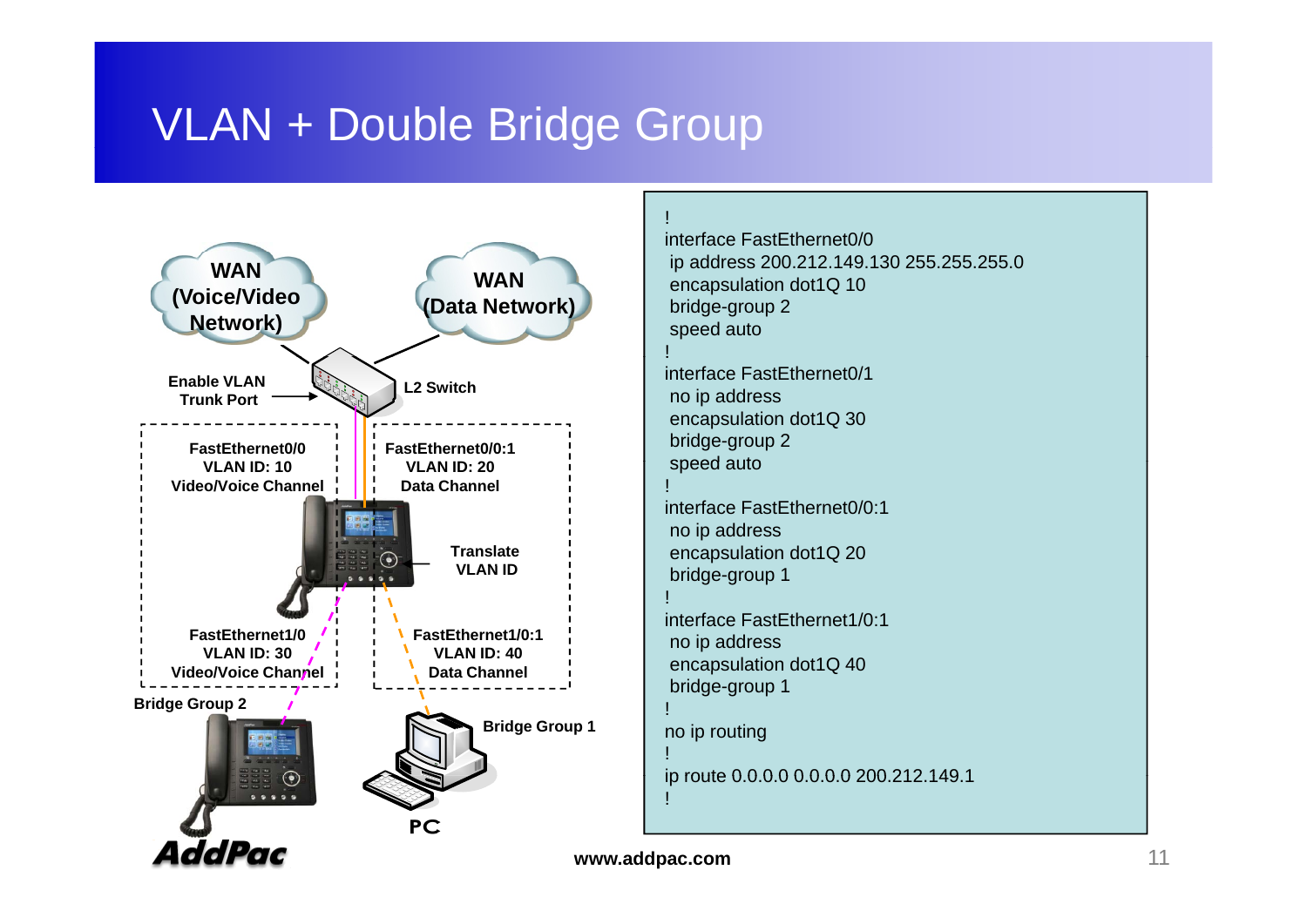# VLAN + Double Bridge Group

WAN (Voice/Video Network)

WAN (Data Network)

Enable VLAN Trunk Port

L2 Switch

FastEthernet0/0
VLAN ID: 10
Video/Voice Channel

FastEthernet0/0:1
VLAN ID: 20
Data Channel

Translate VLAN ID

FastEthernet1/0
VLAN ID: 30
Video/Voice Channel

FastEthernet1/0:1
VLAN ID: 40
Data Channel

Bridge Group 2

Bridge Group 1

PC

```
!
interface FastEthernet0/0
 ip address 200.212.149.130 255.255.255.0
 encapsulation dot1Q 10
 bridge-group 2
 speed auto
!
interface FastEthernet0/1
 no ip address
 encapsulation dot1Q 30
 bridge-group 2
 speed auto
!
interface FastEthernet0/0:1
 no ip address
 encapsulation dot1Q 20
 bridge-group 1
!
interface FastEthernet1/0:1
 no ip address
 encapsulation dot1Q 40
 bridge-group 1
!
no ip routing
!
ip route 0.0.0.0 0.0.0.0 200.212.149.1
!
```

AddPac

www.addpac.com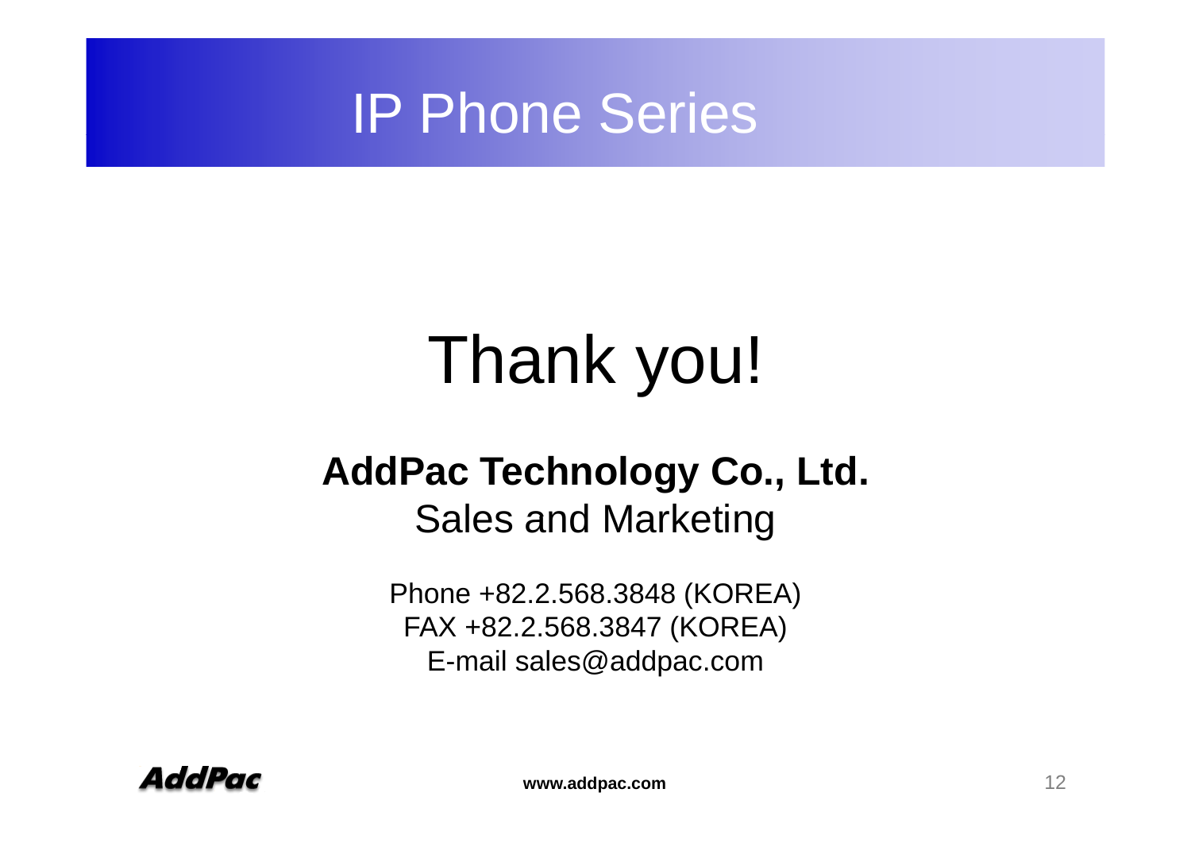# IP Phone Series

# Thank you!

**AddPac Technology Co., Ltd.**
Sales and Marketing

Phone +82.2.568.3848 (KOREA)
FAX +82.2.568.3847 (KOREA)
E-mail sales@addpac.com

AddPac

**www.addpac.com**